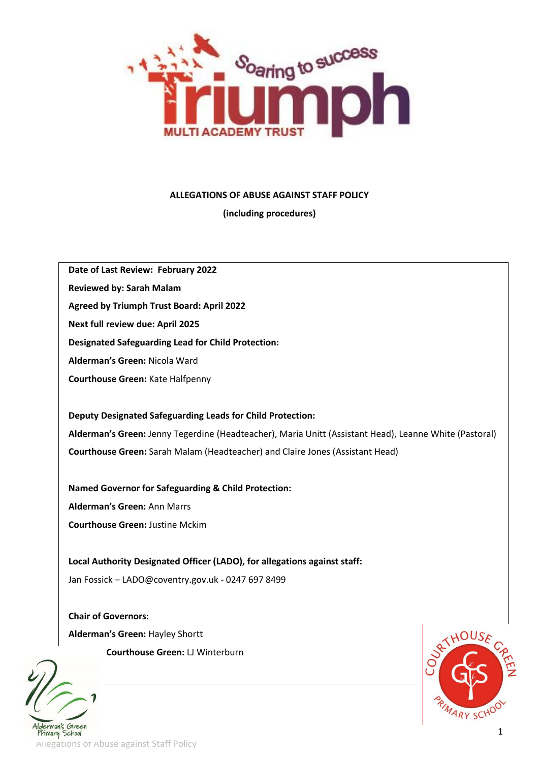**ALLEGATIONS OF ABUSE AGAINST STAFF POLICY**

**(including procedures)**

**Date of Last Review: February 2022**

**Reviewed by: Sarah Malam**

**Agreed by Triumph Trust Board: April 2022**

**Next full review due: April 2025**

**Designated Safeguarding Lead for Child Protection:**

**Alderman's Green:** Nicola Ward

**Courthouse Green:** Kate Halfpenny

**Deputy Designated Safeguarding Leads for Child Protection:**

**Alderman's Green:** Jenny Tegerdine (Headteacher), Maria Unitt (Assistant Head), Leanne White (Pastoral)

**Courthouse Green:** Sarah Malam (Headteacher) and Claire Jones (Assistant Head)

**Named Governor for Safeguarding & Child Protection:**

**Alderman's Green:** Ann Marrs

**Courthouse Green:** Justine Mckim

**Local Authority Designated Officer (LADO), for allegations against staff:**

Jan Fossick – LADO@coventry.gov.uk - 0247 697 8499

**Chair of Governors:**

**Alderman's Green:** Hayley Shortt

**Courthouse Green:** LJ Winterburn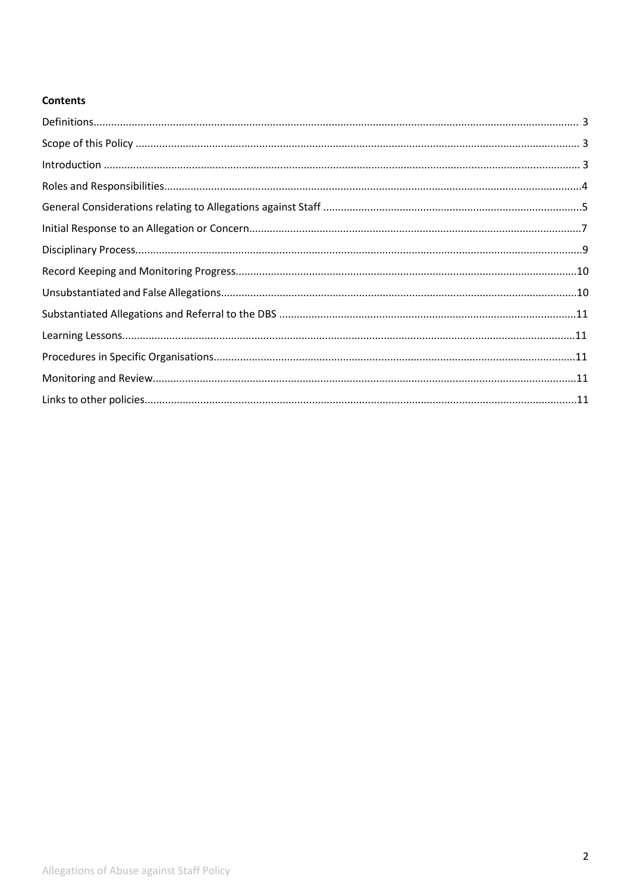**Contents**

Definitions........................................................................................................................................................ 3
Scope of this Policy .......................................................................................................................................... 3
Introduction ...................................................................................................................................................... 3
Roles and Responsibilities..................................................................................................................................4
General Considerations relating to Allegations against Staff ...........................................................................5
Initial Response to an Allegation or Concern.....................................................................................................7
Disciplinary Process............................................................................................................................................9
Record Keeping and Monitoring Progress.........................................................................................................10
Unsubstantiated and False Allegations..............................................................................................................10
Substantiated Allegations and Referral to the DBS ..........................................................................................11
Learning Lessons...............................................................................................................................................11
Procedures in Specific Organisations................................................................................................................11
Monitoring and Review.....................................................................................................................................11
Links to other policies.......................................................................................................................................11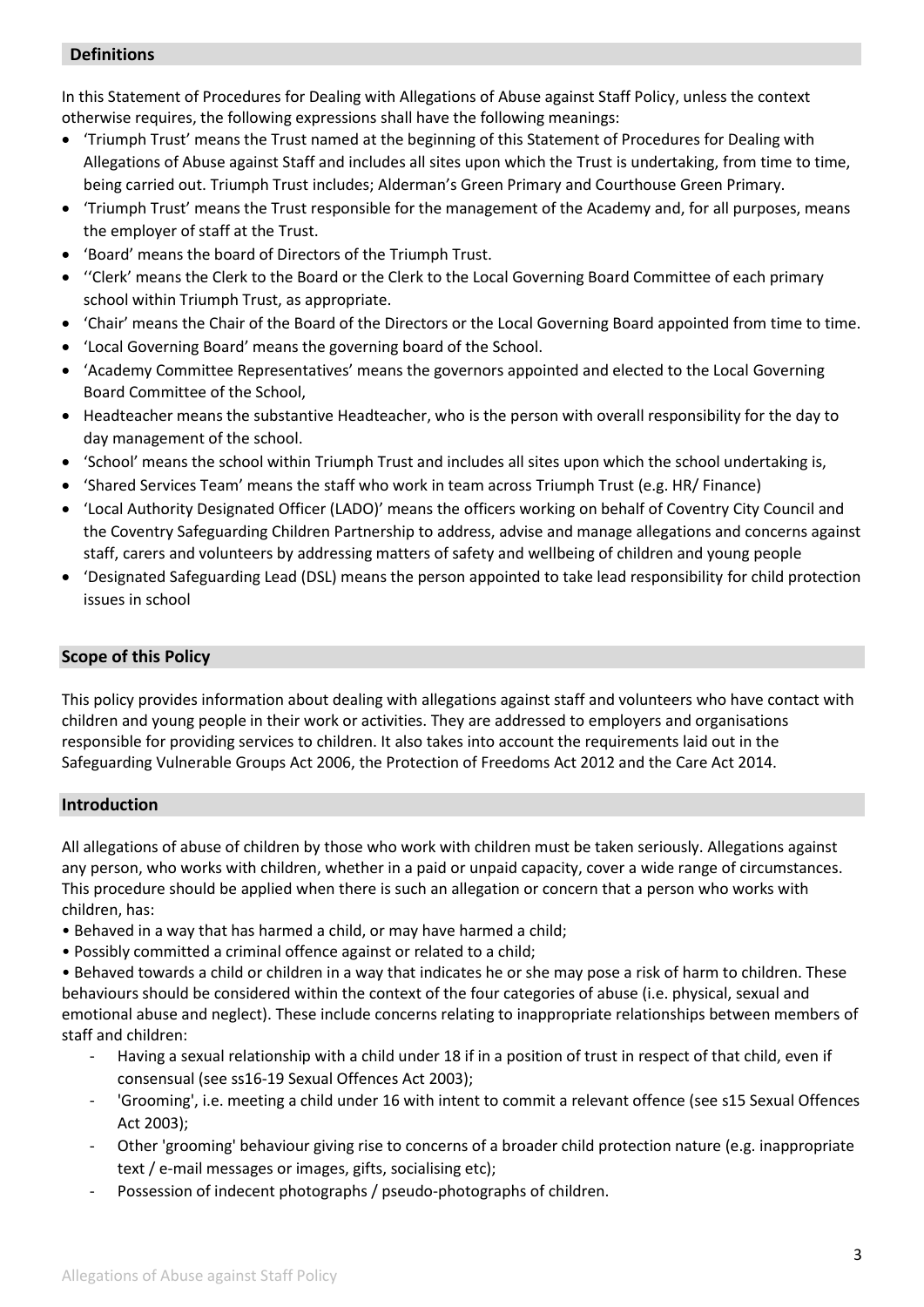## Definitions

In this Statement of Procedures for Dealing with Allegations of Abuse against Staff Policy, unless the context otherwise requires, the following expressions shall have the following meanings:

- 'Triumph Trust' means the Trust named at the beginning of this Statement of Procedures for Dealing with Allegations of Abuse against Staff and includes all sites upon which the Trust is undertaking, from time to time, being carried out. Triumph Trust includes; Alderman's Green Primary and Courthouse Green Primary.
- 'Triumph Trust' means the Trust responsible for the management of the Academy and, for all purposes, means the employer of staff at the Trust.
- 'Board' means the board of Directors of the Triumph Trust.
- ''Clerk' means the Clerk to the Board or the Clerk to the Local Governing Board Committee of each primary school within Triumph Trust, as appropriate.
- 'Chair' means the Chair of the Board of the Directors or the Local Governing Board appointed from time to time.
- 'Local Governing Board' means the governing board of the School.
- 'Academy Committee Representatives' means the governors appointed and elected to the Local Governing Board Committee of the School,
- Headteacher means the substantive Headteacher, who is the person with overall responsibility for the day to day management of the school.
- 'School' means the school within Triumph Trust and includes all sites upon which the school undertaking is,
- 'Shared Services Team' means the staff who work in team across Triumph Trust (e.g. HR/ Finance)
- 'Local Authority Designated Officer (LADO)' means the officers working on behalf of Coventry City Council and the Coventry Safeguarding Children Partnership to address, advise and manage allegations and concerns against staff, carers and volunteers by addressing matters of safety and wellbeing of children and young people
- 'Designated Safeguarding Lead (DSL) means the person appointed to take lead responsibility for child protection issues in school

## Scope of this Policy

This policy provides information about dealing with allegations against staff and volunteers who have contact with children and young people in their work or activities. They are addressed to employers and organisations responsible for providing services to children. It also takes into account the requirements laid out in the Safeguarding Vulnerable Groups Act 2006, the Protection of Freedoms Act 2012 and the Care Act 2014.

## Introduction

All allegations of abuse of children by those who work with children must be taken seriously. Allegations against any person, who works with children, whether in a paid or unpaid capacity, cover a wide range of circumstances. This procedure should be applied when there is such an allegation or concern that a person who works with children, has:

- Behaved in a way that has harmed a child, or may have harmed a child;
- Possibly committed a criminal offence against or related to a child;
- Behaved towards a child or children in a way that indicates he or she may pose a risk of harm to children. These behaviours should be considered within the context of the four categories of abuse (i.e. physical, sexual and emotional abuse and neglect). These include concerns relating to inappropriate relationships between members of staff and children:
  - Having a sexual relationship with a child under 18 if in a position of trust in respect of that child, even if consensual (see ss16-19 Sexual Offences Act 2003);
  - 'Grooming', i.e. meeting a child under 16 with intent to commit a relevant offence (see s15 Sexual Offences Act 2003);
  - Other 'grooming' behaviour giving rise to concerns of a broader child protection nature (e.g. inappropriate text / e-mail messages or images, gifts, socialising etc);
  - Possession of indecent photographs / pseudo-photographs of children.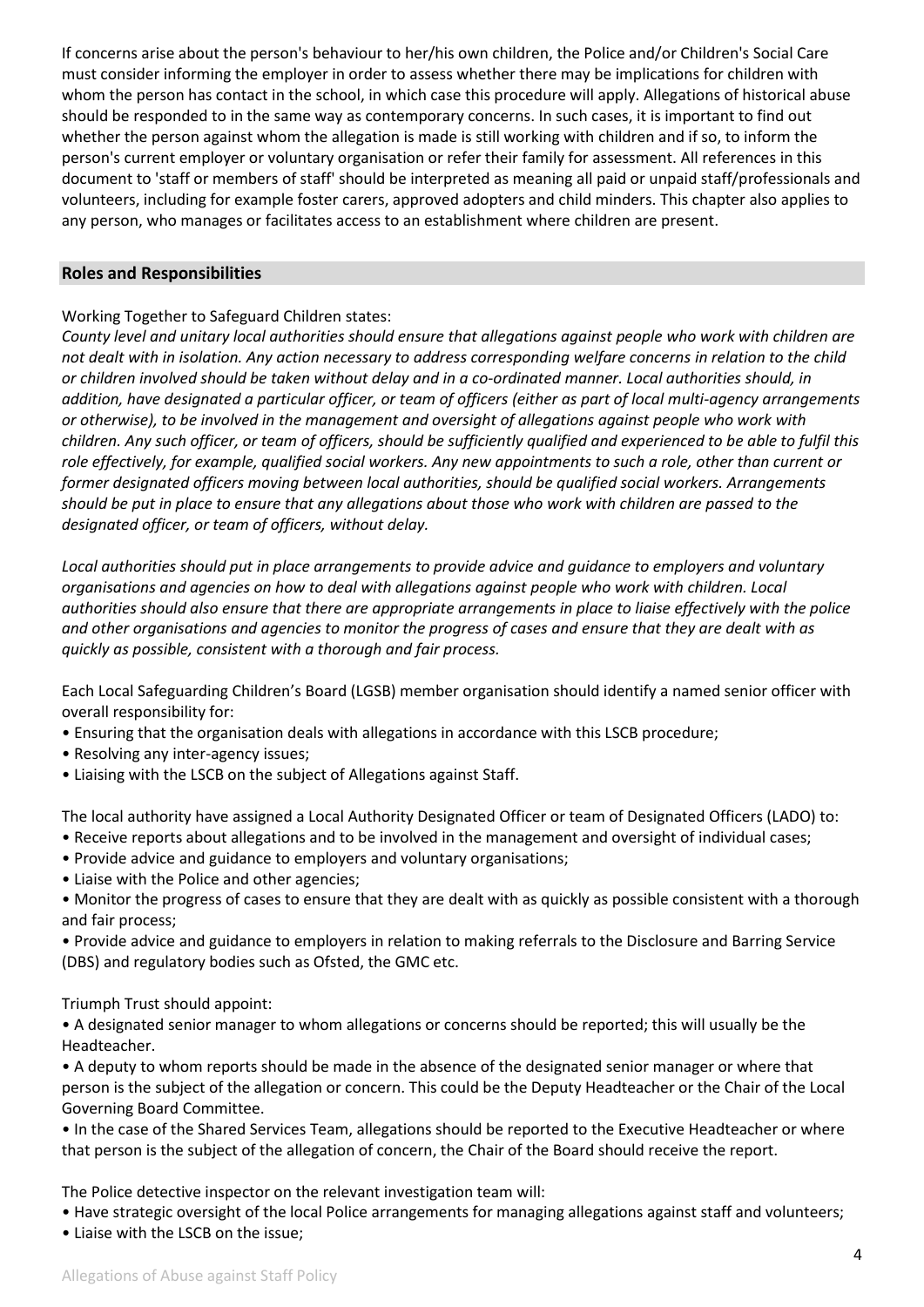If concerns arise about the person's behaviour to her/his own children, the Police and/or Children's Social Care must consider informing the employer in order to assess whether there may be implications for children with whom the person has contact in the school, in which case this procedure will apply. Allegations of historical abuse should be responded to in the same way as contemporary concerns. In such cases, it is important to find out whether the person against whom the allegation is made is still working with children and if so, to inform the person's current employer or voluntary organisation or refer their family for assessment. All references in this document to 'staff or members of staff' should be interpreted as meaning all paid or unpaid staff/professionals and volunteers, including for example foster carers, approved adopters and child minders. This chapter also applies to any person, who manages or facilitates access to an establishment where children are present.

## Roles and Responsibilities

Working Together to Safeguard Children states:

*County level and unitary local authorities should ensure that allegations against people who work with children are not dealt with in isolation. Any action necessary to address corresponding welfare concerns in relation to the child or children involved should be taken without delay and in a co-ordinated manner. Local authorities should, in addition, have designated a particular officer, or team of officers (either as part of local multi-agency arrangements or otherwise), to be involved in the management and oversight of allegations against people who work with children. Any such officer, or team of officers, should be sufficiently qualified and experienced to be able to fulfil this role effectively, for example, qualified social workers. Any new appointments to such a role, other than current or former designated officers moving between local authorities, should be qualified social workers. Arrangements should be put in place to ensure that any allegations about those who work with children are passed to the designated officer, or team of officers, without delay.*

*Local authorities should put in place arrangements to provide advice and guidance to employers and voluntary organisations and agencies on how to deal with allegations against people who work with children. Local authorities should also ensure that there are appropriate arrangements in place to liaise effectively with the police and other organisations and agencies to monitor the progress of cases and ensure that they are dealt with as quickly as possible, consistent with a thorough and fair process.*

Each Local Safeguarding Children's Board (LGSB) member organisation should identify a named senior officer with overall responsibility for:

- Ensuring that the organisation deals with allegations in accordance with this LSCB procedure;
- Resolving any inter-agency issues;
- Liaising with the LSCB on the subject of Allegations against Staff.

The local authority have assigned a Local Authority Designated Officer or team of Designated Officers (LADO) to:

- Receive reports about allegations and to be involved in the management and oversight of individual cases;
- Provide advice and guidance to employers and voluntary organisations;
- Liaise with the Police and other agencies;
- Monitor the progress of cases to ensure that they are dealt with as quickly as possible consistent with a thorough and fair process;
- Provide advice and guidance to employers in relation to making referrals to the Disclosure and Barring Service (DBS) and regulatory bodies such as Ofsted, the GMC etc.

Triumph Trust should appoint:

- A designated senior manager to whom allegations or concerns should be reported; this will usually be the Headteacher.
- A deputy to whom reports should be made in the absence of the designated senior manager or where that person is the subject of the allegation or concern. This could be the Deputy Headteacher or the Chair of the Local Governing Board Committee.
- In the case of the Shared Services Team, allegations should be reported to the Executive Headteacher or where that person is the subject of the allegation of concern, the Chair of the Board should receive the report.

The Police detective inspector on the relevant investigation team will:

- Have strategic oversight of the local Police arrangements for managing allegations against staff and volunteers;
- Liaise with the LSCB on the issue;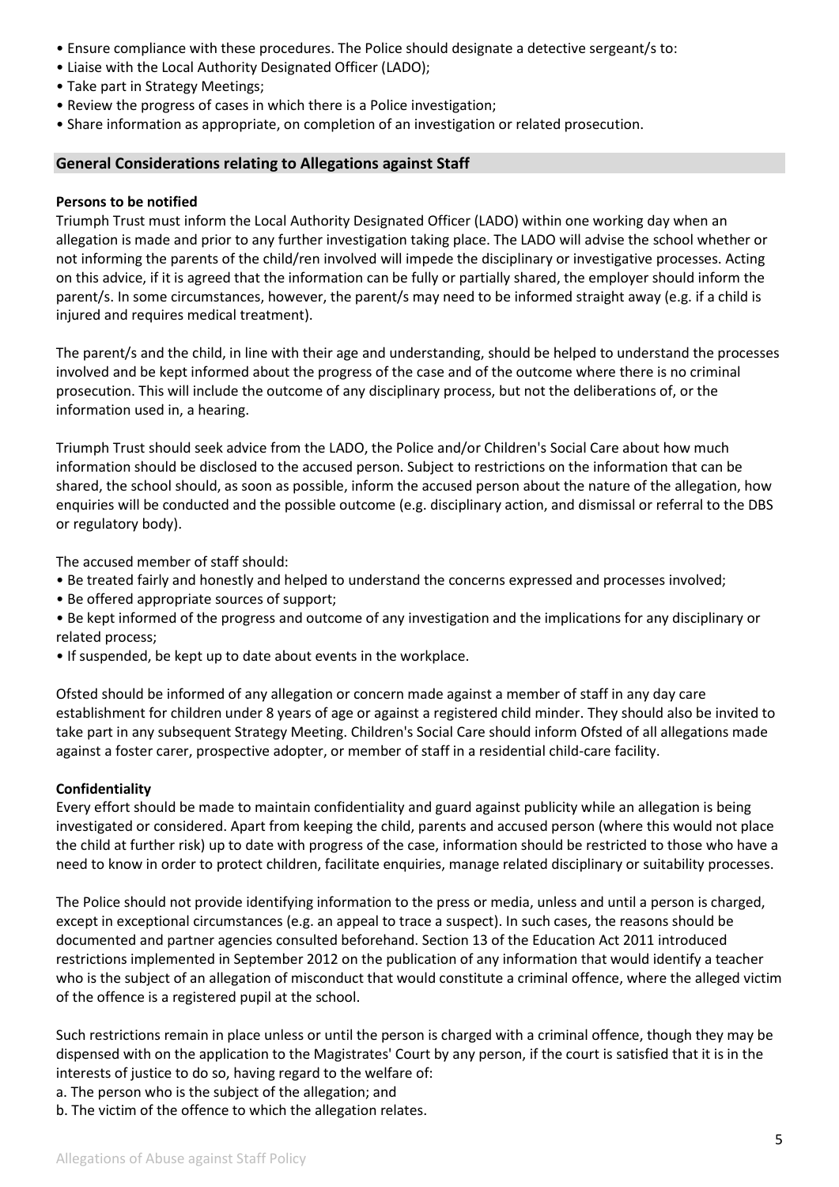- Ensure compliance with these procedures. The Police should designate a detective sergeant/s to:
- Liaise with the Local Authority Designated Officer (LADO);
- Take part in Strategy Meetings;
- Review the progress of cases in which there is a Police investigation;
- Share information as appropriate, on completion of an investigation or related prosecution.

## General Considerations relating to Allegations against Staff

**Persons to be notified**

Triumph Trust must inform the Local Authority Designated Officer (LADO) within one working day when an allegation is made and prior to any further investigation taking place. The LADO will advise the school whether or not informing the parents of the child/ren involved will impede the disciplinary or investigative processes. Acting on this advice, if it is agreed that the information can be fully or partially shared, the employer should inform the parent/s. In some circumstances, however, the parent/s may need to be informed straight away (e.g. if a child is injured and requires medical treatment).

The parent/s and the child, in line with their age and understanding, should be helped to understand the processes involved and be kept informed about the progress of the case and of the outcome where there is no criminal prosecution. This will include the outcome of any disciplinary process, but not the deliberations of, or the information used in, a hearing.

Triumph Trust should seek advice from the LADO, the Police and/or Children's Social Care about how much information should be disclosed to the accused person. Subject to restrictions on the information that can be shared, the school should, as soon as possible, inform the accused person about the nature of the allegation, how enquiries will be conducted and the possible outcome (e.g. disciplinary action, and dismissal or referral to the DBS or regulatory body).

The accused member of staff should:

- Be treated fairly and honestly and helped to understand the concerns expressed and processes involved;
- Be offered appropriate sources of support;
- Be kept informed of the progress and outcome of any investigation and the implications for any disciplinary or related process;
- If suspended, be kept up to date about events in the workplace.

Ofsted should be informed of any allegation or concern made against a member of staff in any day care establishment for children under 8 years of age or against a registered child minder. They should also be invited to take part in any subsequent Strategy Meeting. Children's Social Care should inform Ofsted of all allegations made against a foster carer, prospective adopter, or member of staff in a residential child-care facility.

**Confidentiality**

Every effort should be made to maintain confidentiality and guard against publicity while an allegation is being investigated or considered. Apart from keeping the child, parents and accused person (where this would not place the child at further risk) up to date with progress of the case, information should be restricted to those who have a need to know in order to protect children, facilitate enquiries, manage related disciplinary or suitability processes.

The Police should not provide identifying information to the press or media, unless and until a person is charged, except in exceptional circumstances (e.g. an appeal to trace a suspect). In such cases, the reasons should be documented and partner agencies consulted beforehand. Section 13 of the Education Act 2011 introduced restrictions implemented in September 2012 on the publication of any information that would identify a teacher who is the subject of an allegation of misconduct that would constitute a criminal offence, where the alleged victim of the offence is a registered pupil at the school.

Such restrictions remain in place unless or until the person is charged with a criminal offence, though they may be dispensed with on the application to the Magistrates' Court by any person, if the court is satisfied that it is in the interests of justice to do so, having regard to the welfare of:

a. The person who is the subject of the allegation; and
b. The victim of the offence to which the allegation relates.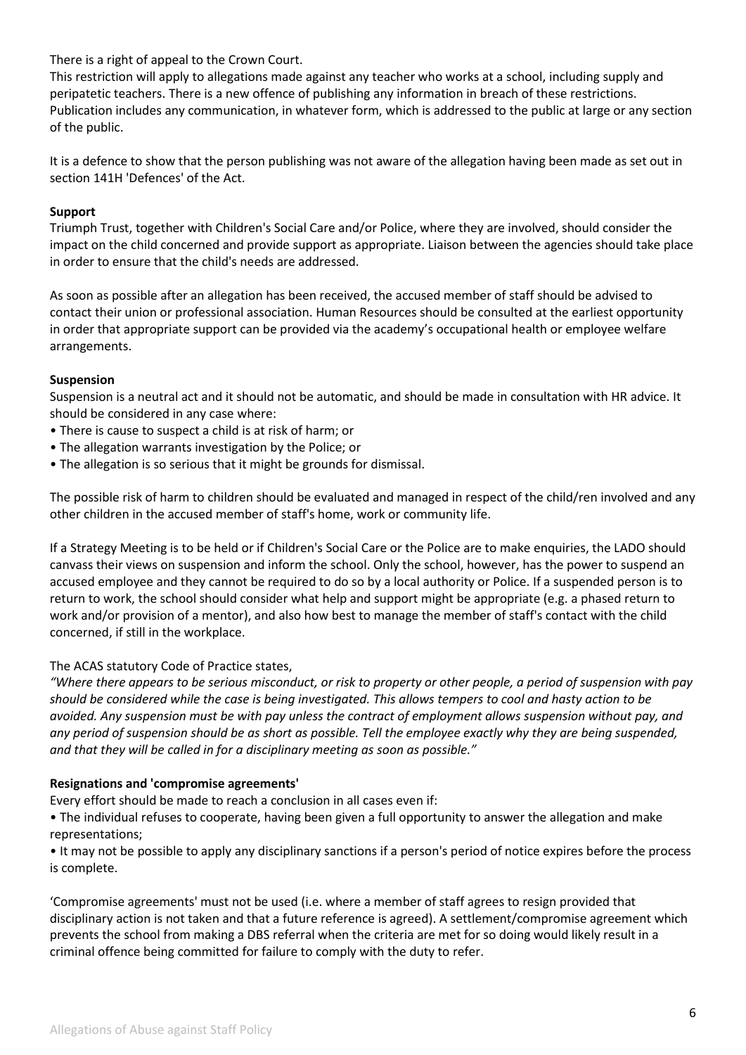There is a right of appeal to the Crown Court.

This restriction will apply to allegations made against any teacher who works at a school, including supply and peripatetic teachers. There is a new offence of publishing any information in breach of these restrictions. Publication includes any communication, in whatever form, which is addressed to the public at large or any section of the public.

It is a defence to show that the person publishing was not aware of the allegation having been made as set out in section 141H 'Defences' of the Act.

**Support**

Triumph Trust, together with Children's Social Care and/or Police, where they are involved, should consider the impact on the child concerned and provide support as appropriate. Liaison between the agencies should take place in order to ensure that the child's needs are addressed.

As soon as possible after an allegation has been received, the accused member of staff should be advised to contact their union or professional association. Human Resources should be consulted at the earliest opportunity in order that appropriate support can be provided via the academy's occupational health or employee welfare arrangements.

**Suspension**

Suspension is a neutral act and it should not be automatic, and should be made in consultation with HR advice. It should be considered in any case where:

- There is cause to suspect a child is at risk of harm; or
- The allegation warrants investigation by the Police; or
- The allegation is so serious that it might be grounds for dismissal.

The possible risk of harm to children should be evaluated and managed in respect of the child/ren involved and any other children in the accused member of staff's home, work or community life.

If a Strategy Meeting is to be held or if Children's Social Care or the Police are to make enquiries, the LADO should canvass their views on suspension and inform the school. Only the school, however, has the power to suspend an accused employee and they cannot be required to do so by a local authority or Police. If a suspended person is to return to work, the school should consider what help and support might be appropriate (e.g. a phased return to work and/or provision of a mentor), and also how best to manage the member of staff's contact with the child concerned, if still in the workplace.

The ACAS statutory Code of Practice states,

*"Where there appears to be serious misconduct, or risk to property or other people, a period of suspension with pay should be considered while the case is being investigated. This allows tempers to cool and hasty action to be avoided. Any suspension must be with pay unless the contract of employment allows suspension without pay, and any period of suspension should be as short as possible. Tell the employee exactly why they are being suspended, and that they will be called in for a disciplinary meeting as soon as possible."*

**Resignations and 'compromise agreements'**

Every effort should be made to reach a conclusion in all cases even if:

- The individual refuses to cooperate, having been given a full opportunity to answer the allegation and make representations;
- It may not be possible to apply any disciplinary sanctions if a person's period of notice expires before the process is complete.

'Compromise agreements' must not be used (i.e. where a member of staff agrees to resign provided that disciplinary action is not taken and that a future reference is agreed). A settlement/compromise agreement which prevents the school from making a DBS referral when the criteria are met for so doing would likely result in a criminal offence being committed for failure to comply with the duty to refer.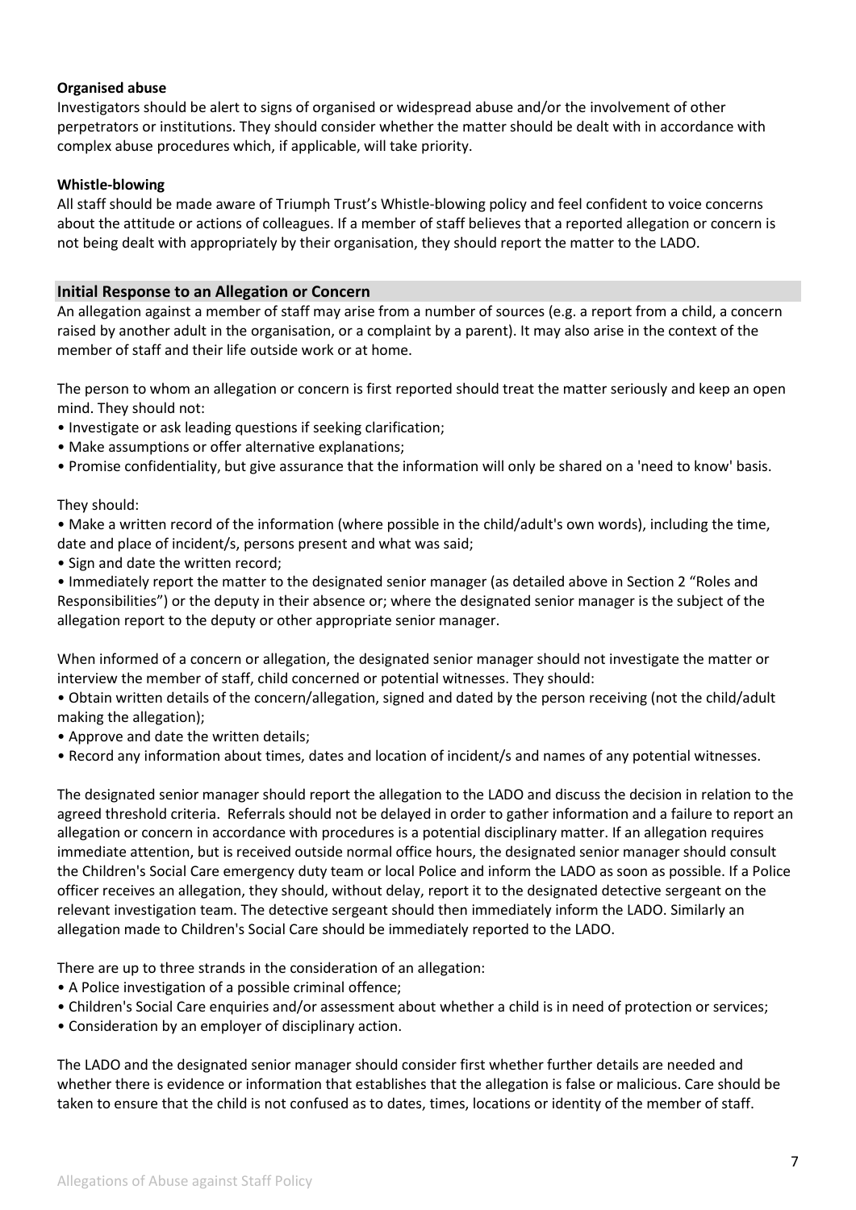**Organised abuse**

Investigators should be alert to signs of organised or widespread abuse and/or the involvement of other perpetrators or institutions. They should consider whether the matter should be dealt with in accordance with complex abuse procedures which, if applicable, will take priority.

**Whistle-blowing**

All staff should be made aware of Triumph Trust's Whistle-blowing policy and feel confident to voice concerns about the attitude or actions of colleagues. If a member of staff believes that a reported allegation or concern is not being dealt with appropriately by their organisation, they should report the matter to the LADO.

## Initial Response to an Allegation or Concern

An allegation against a member of staff may arise from a number of sources (e.g. a report from a child, a concern raised by another adult in the organisation, or a complaint by a parent). It may also arise in the context of the member of staff and their life outside work or at home.

The person to whom an allegation or concern is first reported should treat the matter seriously and keep an open mind. They should not:

- Investigate or ask leading questions if seeking clarification;
- Make assumptions or offer alternative explanations;
- Promise confidentiality, but give assurance that the information will only be shared on a 'need to know' basis.

They should:

- Make a written record of the information (where possible in the child/adult's own words), including the time, date and place of incident/s, persons present and what was said;
- Sign and date the written record;
- Immediately report the matter to the designated senior manager (as detailed above in Section 2 "Roles and Responsibilities") or the deputy in their absence or; where the designated senior manager is the subject of the allegation report to the deputy or other appropriate senior manager.

When informed of a concern or allegation, the designated senior manager should not investigate the matter or interview the member of staff, child concerned or potential witnesses. They should:

- Obtain written details of the concern/allegation, signed and dated by the person receiving (not the child/adult making the allegation);
- Approve and date the written details;
- Record any information about times, dates and location of incident/s and names of any potential witnesses.

The designated senior manager should report the allegation to the LADO and discuss the decision in relation to the agreed threshold criteria. Referrals should not be delayed in order to gather information and a failure to report an allegation or concern in accordance with procedures is a potential disciplinary matter. If an allegation requires immediate attention, but is received outside normal office hours, the designated senior manager should consult the Children's Social Care emergency duty team or local Police and inform the LADO as soon as possible. If a Police officer receives an allegation, they should, without delay, report it to the designated detective sergeant on the relevant investigation team. The detective sergeant should then immediately inform the LADO. Similarly an allegation made to Children's Social Care should be immediately reported to the LADO.

There are up to three strands in the consideration of an allegation:

- A Police investigation of a possible criminal offence;
- Children's Social Care enquiries and/or assessment about whether a child is in need of protection or services;
- Consideration by an employer of disciplinary action.

The LADO and the designated senior manager should consider first whether further details are needed and whether there is evidence or information that establishes that the allegation is false or malicious. Care should be taken to ensure that the child is not confused as to dates, times, locations or identity of the member of staff.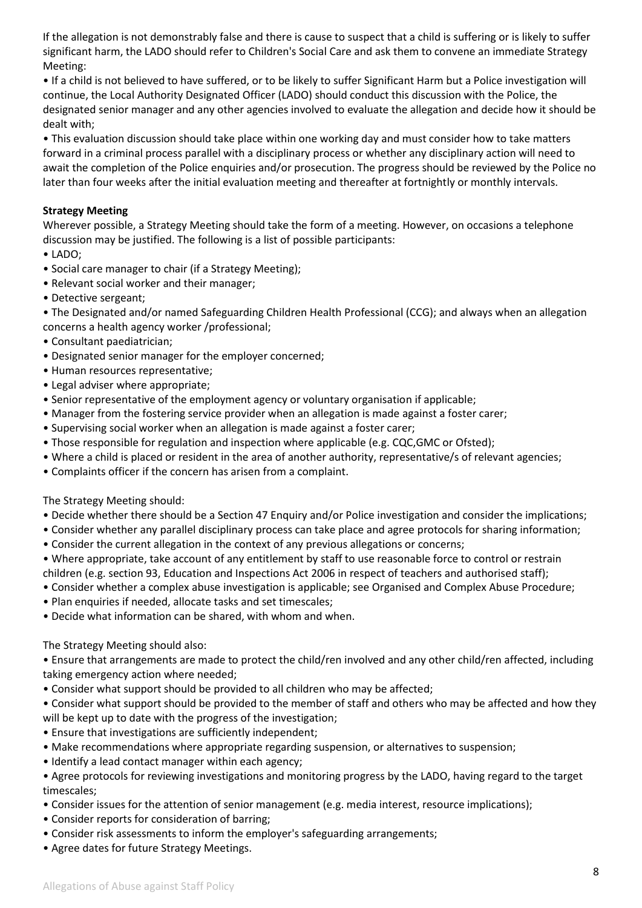If the allegation is not demonstrably false and there is cause to suspect that a child is suffering or is likely to suffer significant harm, the LADO should refer to Children's Social Care and ask them to convene an immediate Strategy Meeting:

- If a child is not believed to have suffered, or to be likely to suffer Significant Harm but a Police investigation will continue, the Local Authority Designated Officer (LADO) should conduct this discussion with the Police, the designated senior manager and any other agencies involved to evaluate the allegation and decide how it should be dealt with;
- This evaluation discussion should take place within one working day and must consider how to take matters forward in a criminal process parallel with a disciplinary process or whether any disciplinary action will need to await the completion of the Police enquiries and/or prosecution. The progress should be reviewed by the Police no later than four weeks after the initial evaluation meeting and thereafter at fortnightly or monthly intervals.

**Strategy Meeting**

Wherever possible, a Strategy Meeting should take the form of a meeting. However, on occasions a telephone discussion may be justified. The following is a list of possible participants:

- LADO;
- Social care manager to chair (if a Strategy Meeting);
- Relevant social worker and their manager;
- Detective sergeant;
- The Designated and/or named Safeguarding Children Health Professional (CCG); and always when an allegation concerns a health agency worker /professional;
- Consultant paediatrician;
- Designated senior manager for the employer concerned;
- Human resources representative;
- Legal adviser where appropriate;
- Senior representative of the employment agency or voluntary organisation if applicable;
- Manager from the fostering service provider when an allegation is made against a foster carer;
- Supervising social worker when an allegation is made against a foster carer;
- Those responsible for regulation and inspection where applicable (e.g. CQC,GMC or Ofsted);
- Where a child is placed or resident in the area of another authority, representative/s of relevant agencies;
- Complaints officer if the concern has arisen from a complaint.

The Strategy Meeting should:

- Decide whether there should be a Section 47 Enquiry and/or Police investigation and consider the implications;
- Consider whether any parallel disciplinary process can take place and agree protocols for sharing information;
- Consider the current allegation in the context of any previous allegations or concerns;
- Where appropriate, take account of any entitlement by staff to use reasonable force to control or restrain children (e.g. section 93, Education and Inspections Act 2006 in respect of teachers and authorised staff);
- Consider whether a complex abuse investigation is applicable; see Organised and Complex Abuse Procedure;
- Plan enquiries if needed, allocate tasks and set timescales;
- Decide what information can be shared, with whom and when.

The Strategy Meeting should also:

- Ensure that arrangements are made to protect the child/ren involved and any other child/ren affected, including taking emergency action where needed;
- Consider what support should be provided to all children who may be affected;
- Consider what support should be provided to the member of staff and others who may be affected and how they will be kept up to date with the progress of the investigation;
- Ensure that investigations are sufficiently independent;
- Make recommendations where appropriate regarding suspension, or alternatives to suspension;
- Identify a lead contact manager within each agency;
- Agree protocols for reviewing investigations and monitoring progress by the LADO, having regard to the target timescales;
- Consider issues for the attention of senior management (e.g. media interest, resource implications);
- Consider reports for consideration of barring;
- Consider risk assessments to inform the employer's safeguarding arrangements;
- Agree dates for future Strategy Meetings.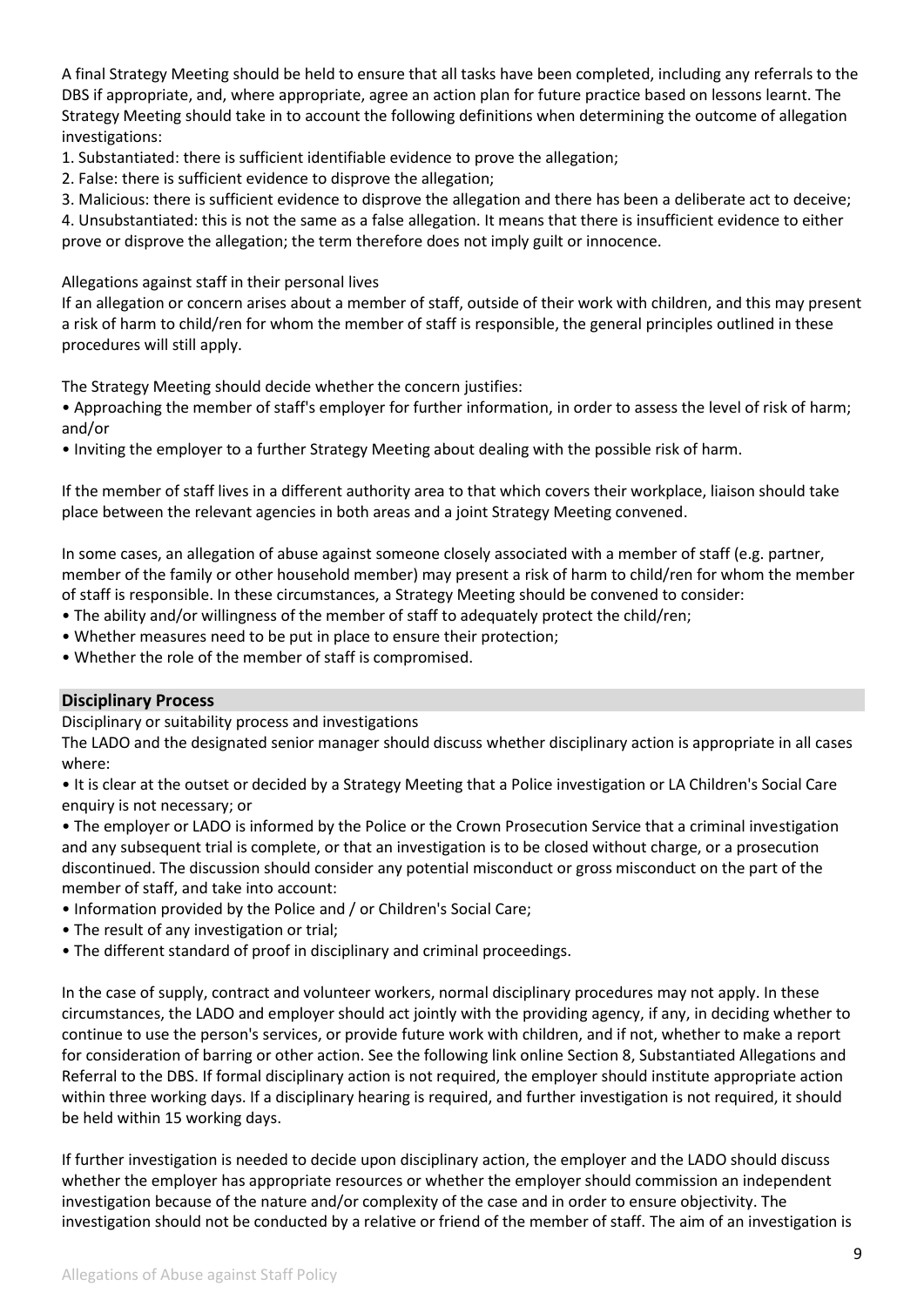A final Strategy Meeting should be held to ensure that all tasks have been completed, including any referrals to the DBS if appropriate, and, where appropriate, agree an action plan for future practice based on lessons learnt. The Strategy Meeting should take in to account the following definitions when determining the outcome of allegation investigations:

1. Substantiated: there is sufficient identifiable evidence to prove the allegation;
2. False: there is sufficient evidence to disprove the allegation;
3. Malicious: there is sufficient evidence to disprove the allegation and there has been a deliberate act to deceive;
4. Unsubstantiated: this is not the same as a false allegation. It means that there is insufficient evidence to either prove or disprove the allegation; the term therefore does not imply guilt or innocence.

Allegations against staff in their personal lives

If an allegation or concern arises about a member of staff, outside of their work with children, and this may present a risk of harm to child/ren for whom the member of staff is responsible, the general principles outlined in these procedures will still apply.

The Strategy Meeting should decide whether the concern justifies:

- Approaching the member of staff's employer for further information, in order to assess the level of risk of harm; and/or
- Inviting the employer to a further Strategy Meeting about dealing with the possible risk of harm.

If the member of staff lives in a different authority area to that which covers their workplace, liaison should take place between the relevant agencies in both areas and a joint Strategy Meeting convened.

In some cases, an allegation of abuse against someone closely associated with a member of staff (e.g. partner, member of the family or other household member) may present a risk of harm to child/ren for whom the member of staff is responsible. In these circumstances, a Strategy Meeting should be convened to consider:

- The ability and/or willingness of the member of staff to adequately protect the child/ren;
- Whether measures need to be put in place to ensure their protection;
- Whether the role of the member of staff is compromised.

## Disciplinary Process

Disciplinary or suitability process and investigations

The LADO and the designated senior manager should discuss whether disciplinary action is appropriate in all cases where:

- It is clear at the outset or decided by a Strategy Meeting that a Police investigation or LA Children's Social Care enquiry is not necessary; or
- The employer or LADO is informed by the Police or the Crown Prosecution Service that a criminal investigation and any subsequent trial is complete, or that an investigation is to be closed without charge, or a prosecution discontinued. The discussion should consider any potential misconduct or gross misconduct on the part of the member of staff, and take into account:
- Information provided by the Police and / or Children's Social Care;
- The result of any investigation or trial;
- The different standard of proof in disciplinary and criminal proceedings.

In the case of supply, contract and volunteer workers, normal disciplinary procedures may not apply. In these circumstances, the LADO and employer should act jointly with the providing agency, if any, in deciding whether to continue to use the person's services, or provide future work with children, and if not, whether to make a report for consideration of barring or other action. See the following link online Section 8, Substantiated Allegations and Referral to the DBS. If formal disciplinary action is not required, the employer should institute appropriate action within three working days. If a disciplinary hearing is required, and further investigation is not required, it should be held within 15 working days.

If further investigation is needed to decide upon disciplinary action, the employer and the LADO should discuss whether the employer has appropriate resources or whether the employer should commission an independent investigation because of the nature and/or complexity of the case and in order to ensure objectivity. The investigation should not be conducted by a relative or friend of the member of staff. The aim of an investigation is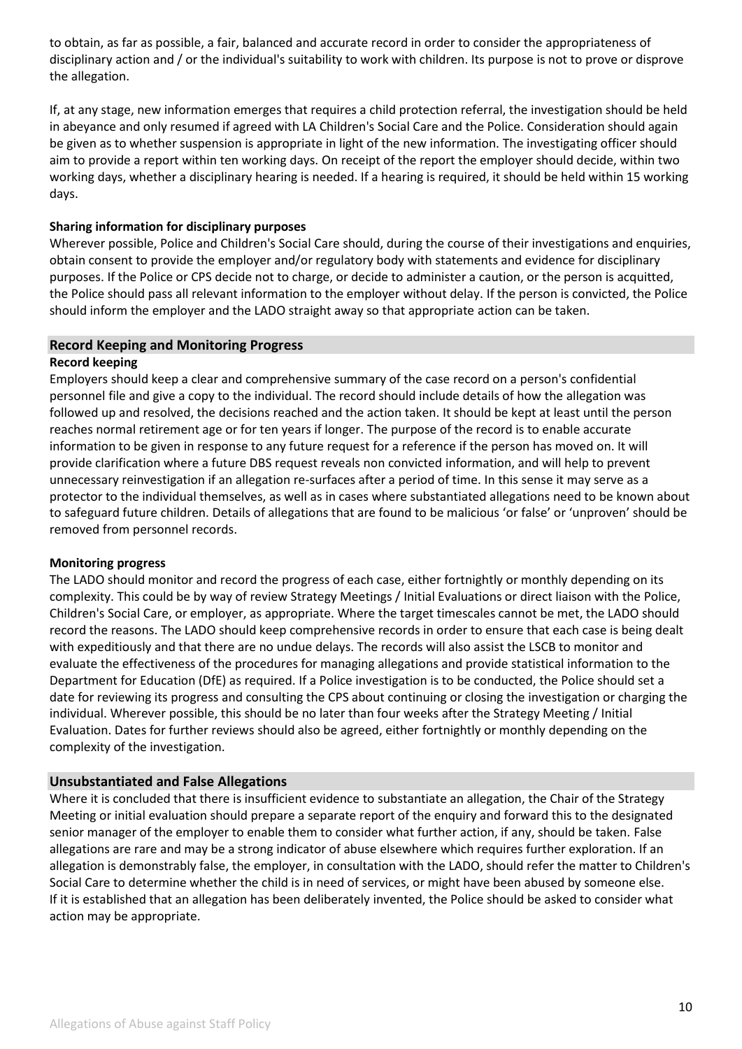to obtain, as far as possible, a fair, balanced and accurate record in order to consider the appropriateness of disciplinary action and / or the individual's suitability to work with children. Its purpose is not to prove or disprove the allegation.

If, at any stage, new information emerges that requires a child protection referral, the investigation should be held in abeyance and only resumed if agreed with LA Children's Social Care and the Police. Consideration should again be given as to whether suspension is appropriate in light of the new information. The investigating officer should aim to provide a report within ten working days. On receipt of the report the employer should decide, within two working days, whether a disciplinary hearing is needed. If a hearing is required, it should be held within 15 working days.

**Sharing information for disciplinary purposes**

Wherever possible, Police and Children's Social Care should, during the course of their investigations and enquiries, obtain consent to provide the employer and/or regulatory body with statements and evidence for disciplinary purposes. If the Police or CPS decide not to charge, or decide to administer a caution, or the person is acquitted, the Police should pass all relevant information to the employer without delay. If the person is convicted, the Police should inform the employer and the LADO straight away so that appropriate action can be taken.

## Record Keeping and Monitoring Progress

**Record keeping**

Employers should keep a clear and comprehensive summary of the case record on a person's confidential personnel file and give a copy to the individual. The record should include details of how the allegation was followed up and resolved, the decisions reached and the action taken. It should be kept at least until the person reaches normal retirement age or for ten years if longer. The purpose of the record is to enable accurate information to be given in response to any future request for a reference if the person has moved on. It will provide clarification where a future DBS request reveals non convicted information, and will help to prevent unnecessary reinvestigation if an allegation re-surfaces after a period of time. In this sense it may serve as a protector to the individual themselves, as well as in cases where substantiated allegations need to be known about to safeguard future children. Details of allegations that are found to be malicious 'or false' or 'unproven' should be removed from personnel records.

**Monitoring progress**

The LADO should monitor and record the progress of each case, either fortnightly or monthly depending on its complexity. This could be by way of review Strategy Meetings / Initial Evaluations or direct liaison with the Police, Children's Social Care, or employer, as appropriate. Where the target timescales cannot be met, the LADO should record the reasons. The LADO should keep comprehensive records in order to ensure that each case is being dealt with expeditiously and that there are no undue delays. The records will also assist the LSCB to monitor and evaluate the effectiveness of the procedures for managing allegations and provide statistical information to the Department for Education (DfE) as required. If a Police investigation is to be conducted, the Police should set a date for reviewing its progress and consulting the CPS about continuing or closing the investigation or charging the individual. Wherever possible, this should be no later than four weeks after the Strategy Meeting / Initial Evaluation. Dates for further reviews should also be agreed, either fortnightly or monthly depending on the complexity of the investigation.

## Unsubstantiated and False Allegations

Where it is concluded that there is insufficient evidence to substantiate an allegation, the Chair of the Strategy Meeting or initial evaluation should prepare a separate report of the enquiry and forward this to the designated senior manager of the employer to enable them to consider what further action, if any, should be taken. False allegations are rare and may be a strong indicator of abuse elsewhere which requires further exploration. If an allegation is demonstrably false, the employer, in consultation with the LADO, should refer the matter to Children's Social Care to determine whether the child is in need of services, or might have been abused by someone else. If it is established that an allegation has been deliberately invented, the Police should be asked to consider what action may be appropriate.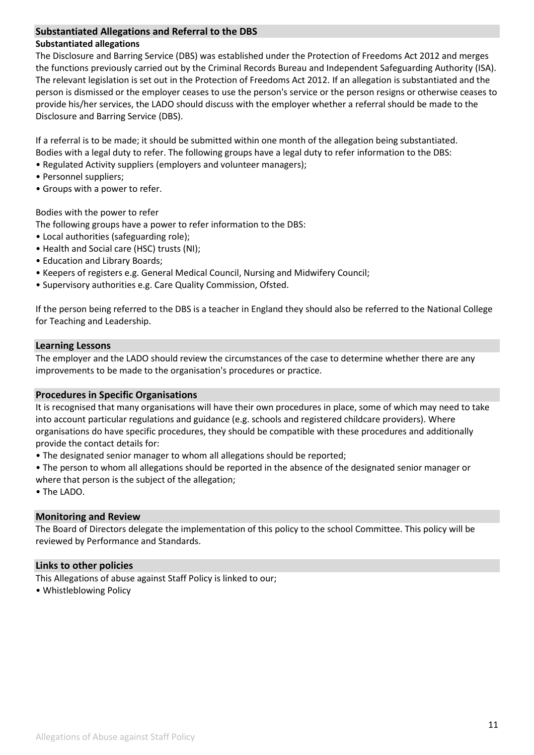## Substantiated Allegations and Referral to the DBS

### Substantiated allegations

The Disclosure and Barring Service (DBS) was established under the Protection of Freedoms Act 2012 and merges the functions previously carried out by the Criminal Records Bureau and Independent Safeguarding Authority (ISA). The relevant legislation is set out in the Protection of Freedoms Act 2012. If an allegation is substantiated and the person is dismissed or the employer ceases to use the person's service or the person resigns or otherwise ceases to provide his/her services, the LADO should discuss with the employer whether a referral should be made to the Disclosure and Barring Service (DBS).

If a referral is to be made; it should be submitted within one month of the allegation being substantiated. Bodies with a legal duty to refer. The following groups have a legal duty to refer information to the DBS:

- Regulated Activity suppliers (employers and volunteer managers);
- Personnel suppliers;
- Groups with a power to refer.

Bodies with the power to refer

The following groups have a power to refer information to the DBS:

- Local authorities (safeguarding role);
- Health and Social care (HSC) trusts (NI);
- Education and Library Boards;
- Keepers of registers e.g. General Medical Council, Nursing and Midwifery Council;
- Supervisory authorities e.g. Care Quality Commission, Ofsted.

If the person being referred to the DBS is a teacher in England they should also be referred to the National College for Teaching and Leadership.

## Learning Lessons

The employer and the LADO should review the circumstances of the case to determine whether there are any improvements to be made to the organisation's procedures or practice.

## Procedures in Specific Organisations

It is recognised that many organisations will have their own procedures in place, some of which may need to take into account particular regulations and guidance (e.g. schools and registered childcare providers). Where organisations do have specific procedures, they should be compatible with these procedures and additionally provide the contact details for:

- The designated senior manager to whom all allegations should be reported;
- The person to whom all allegations should be reported in the absence of the designated senior manager or where that person is the subject of the allegation;
- The LADO.

## Monitoring and Review

The Board of Directors delegate the implementation of this policy to the school Committee. This policy will be reviewed by Performance and Standards.

## Links to other policies

This Allegations of abuse against Staff Policy is linked to our;

- Whistleblowing Policy